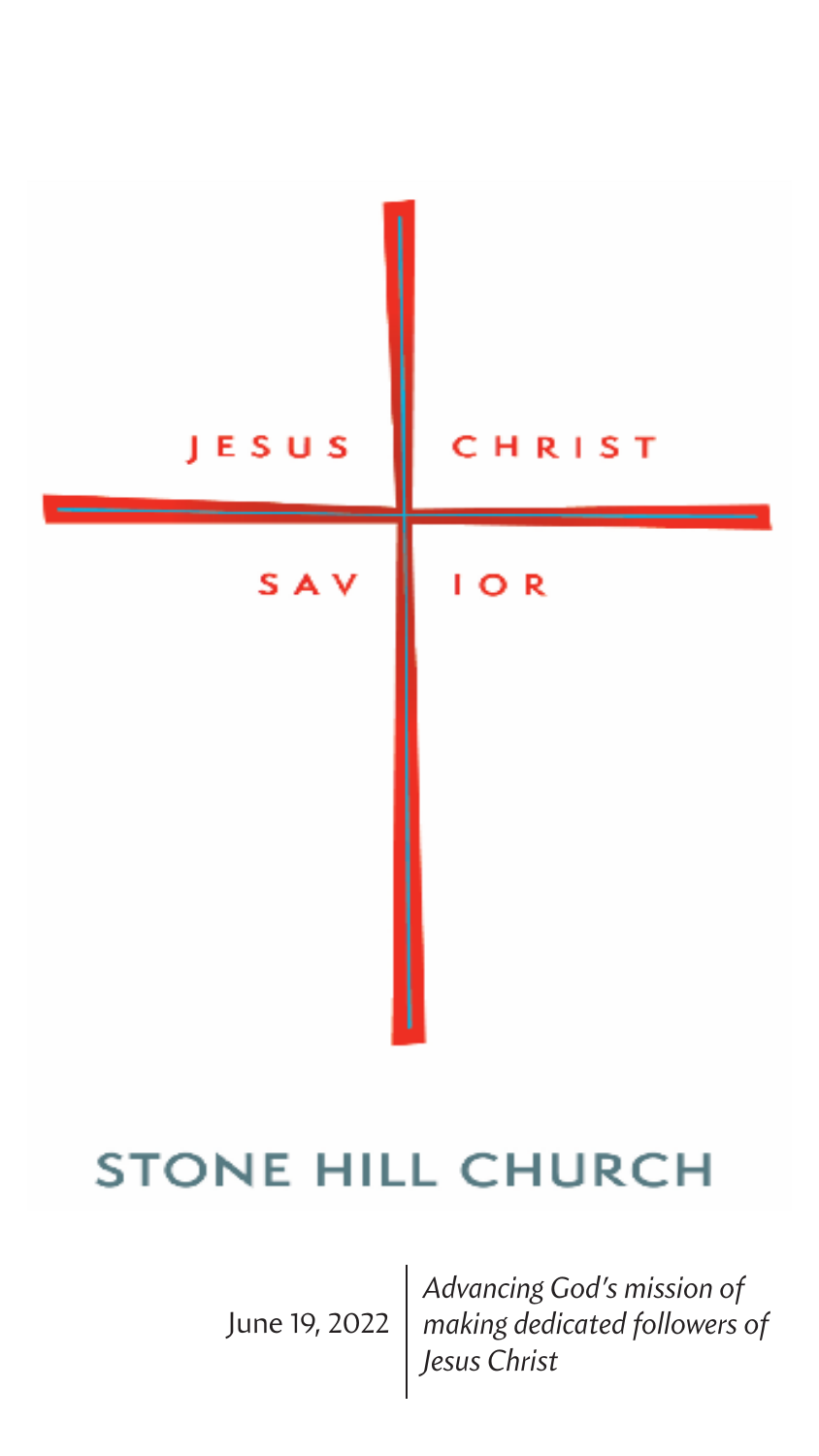JESUS CHRIST

SAV IOR

# STONE HILL CHURCH

June 19, 2022

*Advancing God's mission of making dedicated followers of Jesus Christ*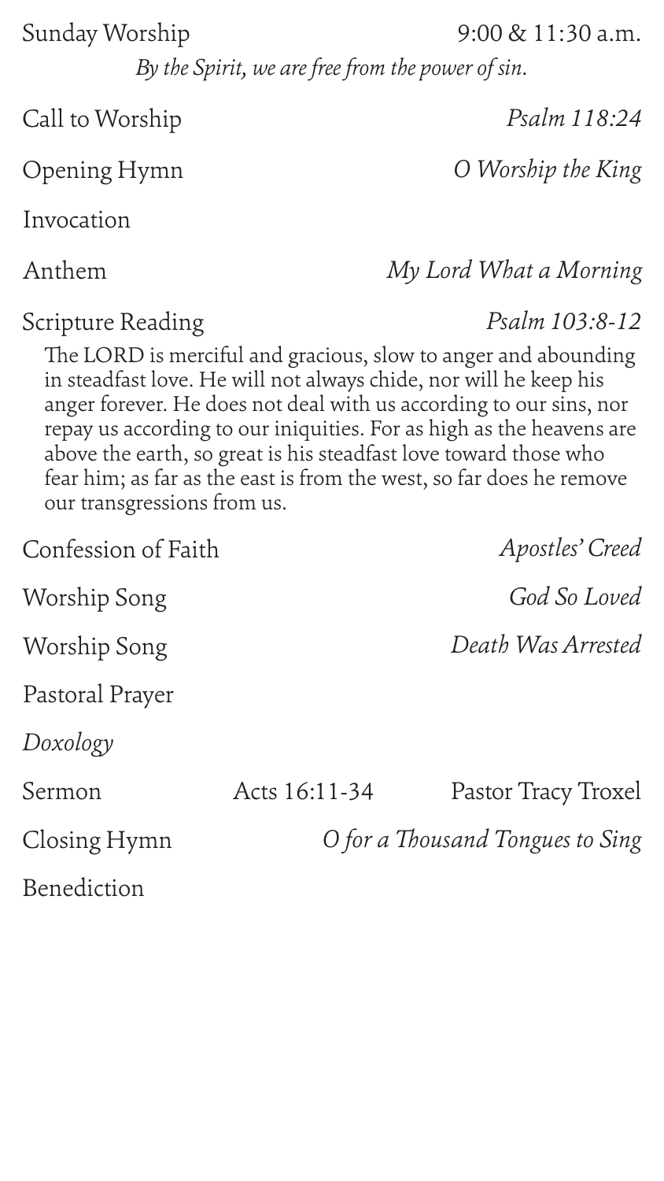Sunday Worship 9:00 & 11:30 a.m.

*By the Spirit, we are free from the power of sin.*

Call to Worship *Psalm 118:24*

Opening Hymn *O Worship the King*

Invocation

Anthem *My Lord What a Morning*

Scripture Reading *Psalm 103:8-12*

The LORD is merciful and gracious, slow to anger and abounding in steadfast love. He will not always chide, nor will he keep his anger forever. He does not deal with us according to our sins, nor repay us according to our iniquities. For as high as the heavens are above the earth, so great is his steadfast love toward those who fear him; as far as the east is from the west, so far does he remove our transgressions from us.

Confession of Faith *Apostles' Creed*

Worship Song *God So Loved*

Worship Song *Death Was Arrested*

Pastoral Prayer

*Doxology*

Sermon Acts 16:11-34 Pastor Tracy Troxel

Closing Hymn *O for a Thousand Tongues to Sing*

Benediction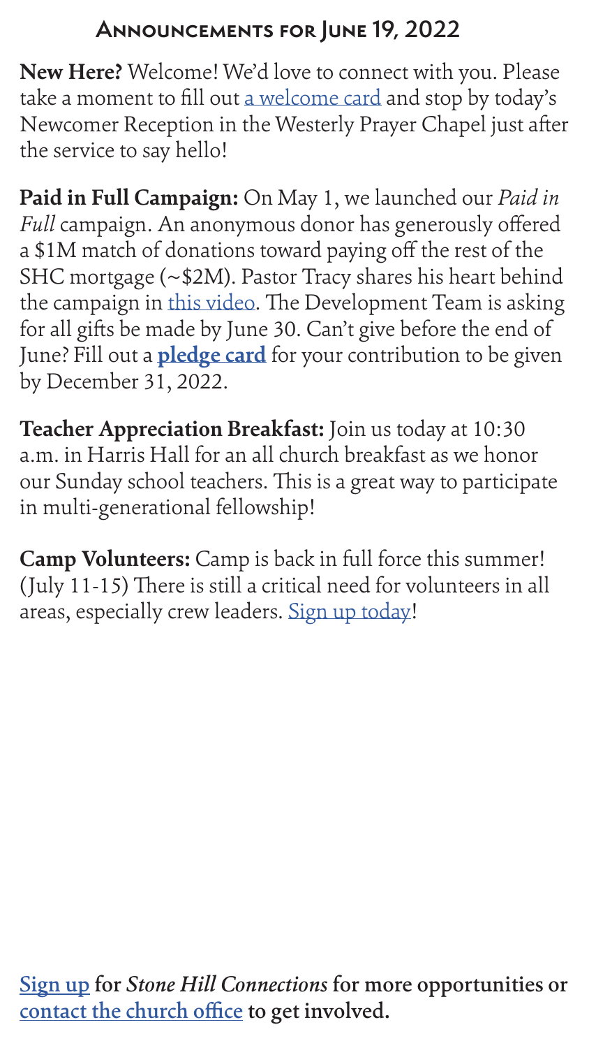## Announcements for June 19, 2022

**New Here?** Welcome! We'd love to connect with you. Please take a moment to fill out a welcome card and stop by today's Newcomer Reception in the Westerly Prayer Chapel just after the service to say hello!

**Paid in Full Campaign:** On May 1, we launched our *Paid in Full* campaign. An anonymous donor has generously offered a $1M match of donations toward paying off the rest of the SHC mortgage (~$2M). Pastor Tracy shares his heart behind the campaign in this video. The Development Team is asking for all gifts be made by June 30. Can't give before the end of June? Fill out a **pledge card** for your contribution to be given by December 31, 2022.

**Teacher Appreciation Breakfast:** Join us today at 10:30 a.m. in Harris Hall for an all church breakfast as we honor our Sunday school teachers. This is a great way to participate in multi-generational fellowship!

**Camp Volunteers:** Camp is back in full force this summer! (July 11-15) There is still a critical need for volunteers in all areas, especially crew leaders. Sign up today!

**Sign up for *Stone Hill Connections* for more opportunities or contact the church office to get involved.**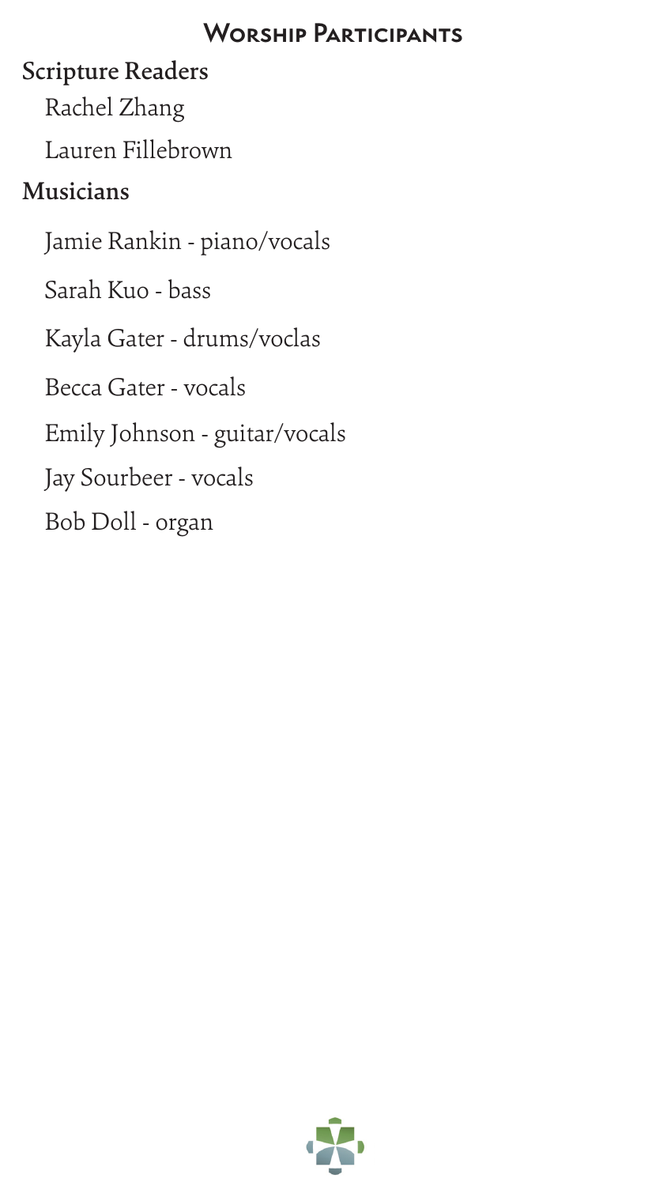## Worship Participants

### Scripture Readers

Rachel Zhang

Lauren Fillebrown

### Musicians

Jamie Rankin - piano/vocals

Sarah Kuo - bass

Kayla Gater - drums/voclas

Becca Gater - vocals

Emily Johnson - guitar/vocals

Jay Sourbeer - vocals

Bob Doll - organ